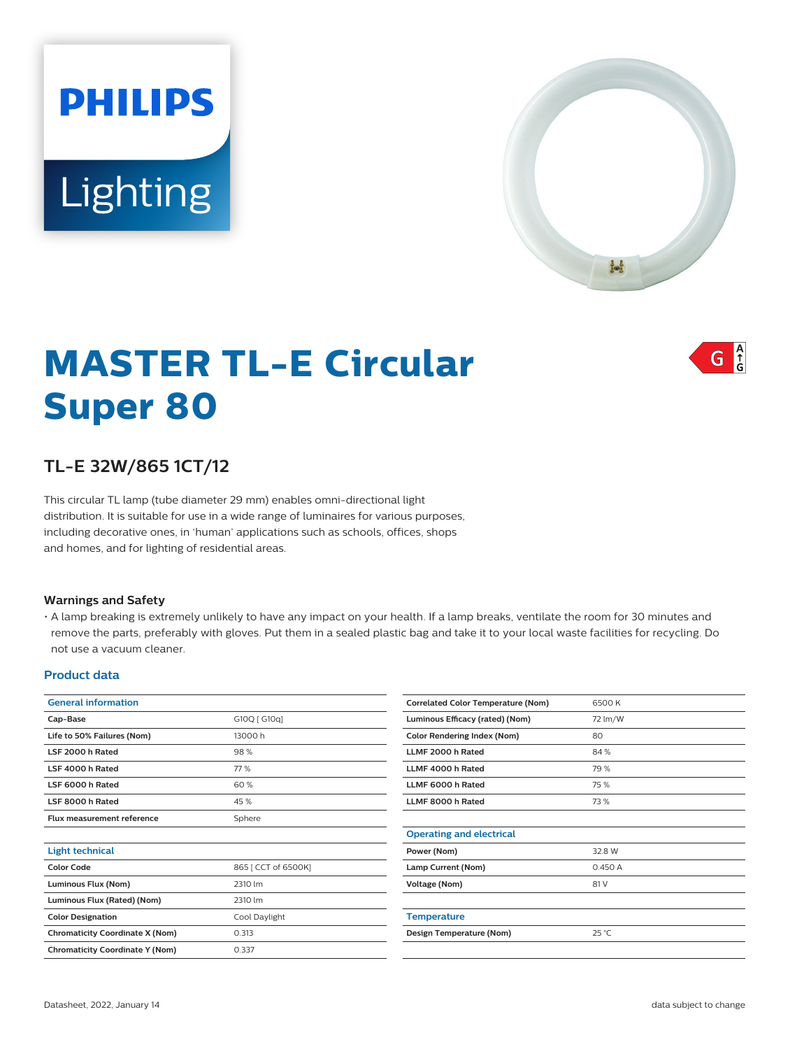# MASTER TL-E Circular Super 80

## TL-E 32W/865 1CT/12

This circular TL lamp (tube diameter 29 mm) enables omni-directional light distribution. It is suitable for use in a wide range of luminaires for various purposes, including decorative ones, in 'human' applications such as schools, offices, shops and homes, and for lighting of residential areas.

### Warnings and Safety

- A lamp breaking is extremely unlikely to have any impact on your health. If a lamp breaks, ventilate the room for 30 minutes and remove the parts, preferably with gloves. Put them in a sealed plastic bag and take it to your local waste facilities for recycling. Do not use a vacuum cleaner.

## Product data

| General information | |
|---|---|
| Cap-Base | G10Q [ G10q] |
| Life to 50% Failures (Nom) | 13000 h |
| LSF 2000 h Rated | 98 % |
| LSF 4000 h Rated | 77 % |
| LSF 6000 h Rated | 60 % |
| LSF 8000 h Rated | 45 % |
| Flux measurement reference | Sphere |

| Light technical | |
|---|---|
| Color Code | 865 [ CCT of 6500K] |
| Luminous Flux (Nom) | 2310 lm |
| Luminous Flux (Rated) (Nom) | 2310 lm |
| Color Designation | Cool Daylight |
| Chromaticity Coordinate X (Nom) | 0.313 |
| Chromaticity Coordinate Y (Nom) | 0.337 |
| Correlated Color Temperature (Nom) | 6500 K |
| Luminous Efficacy (rated) (Nom) | 72 lm/W |
| Color Rendering Index (Nom) | 80 |
| LLMF 2000 h Rated | 84 % |
| LLMF 4000 h Rated | 79 % |
| LLMF 6000 h Rated | 75 % |
| LLMF 8000 h Rated | 73 % |

| Operating and electrical | |
|---|---|
| Power (Nom) | 32.8 W |
| Lamp Current (Nom) | 0.450 A |
| Voltage (Nom) | 81 V |

| Temperature | |
|---|---|
| Design Temperature (Nom) | 25 °C |

Datasheet, 2022, January 14

data subject to change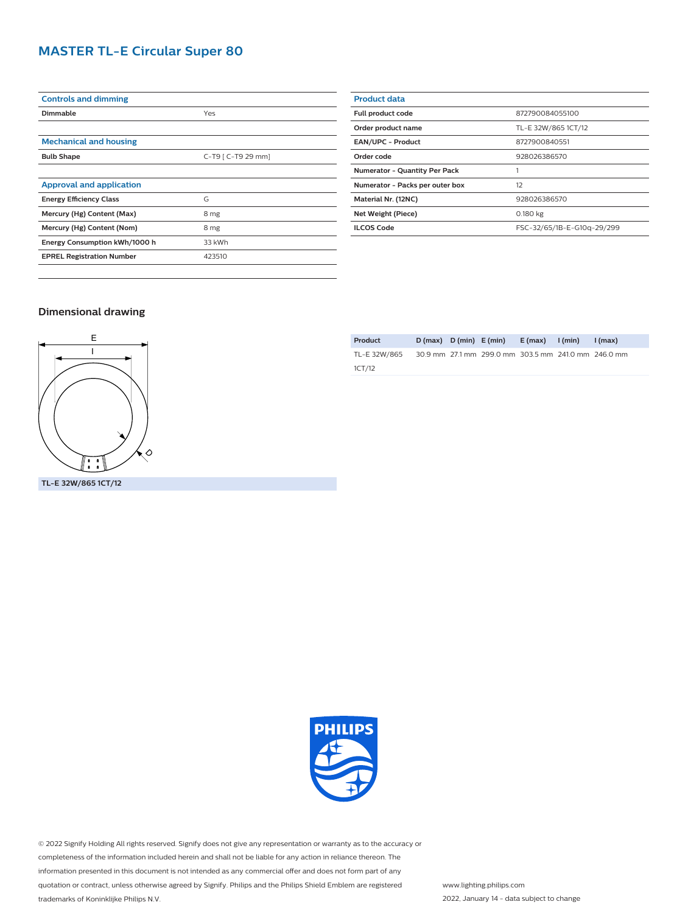# MASTER TL-E Circular Super 80

| Controls and dimming | |
|---|---|
| **Dimmable** | Yes |

| Mechanical and housing | |
|---|---|
| **Bulb Shape** | C-T9 [ C-T9 29 mm] |

| Approval and application | |
|---|---|
| **Energy Efficiency Class** | G |
| **Mercury (Hg) Content (Max)** | 8 mg |
| **Mercury (Hg) Content (Nom)** | 8 mg |
| **Energy Consumption kWh/1000 h** | 33 kWh |
| **EPREL Registration Number** | 423510 |

| Product data | |
|---|---|
| **Full product code** | 872790084055100 |
| **Order product name** | TL-E 32W/865 1CT/12 |
| **EAN/UPC - Product** | 8727900840551 |
| **Order code** | 928026386570 |
| **Numerator - Quantity Per Pack** | 1 |
| **Numerator - Packs per outer box** | 12 |
| **Material Nr. (12NC)** | 928026386570 |
| **Net Weight (Piece)** | 0.180 kg |
| **ILCOS Code** | FSC-32/65/1B-E-G10q-29/299 |

## Dimensional drawing

E

I

D

**TL-E 32W/865 1CT/12**

| Product | D (max) | D (min) | E (min) | E (max) | I (min) | I (max) |
|---|---|---|---|---|---|---|
| TL-E 32W/865 1CT/12 | 30.9 mm | 27.1 mm | 299.0 mm | 303.5 mm | 241.0 mm | 246.0 mm |

© 2022 Signify Holding All rights reserved. Signify does not give any representation or warranty as to the accuracy or completeness of the information included herein and shall not be liable for any action in reliance thereon. The information presented in this document is not intended as any commercial offer and does not form part of any quotation or contract, unless otherwise agreed by Signify. Philips and the Philips Shield Emblem are registered trademarks of Koninklijke Philips N.V.

www.lighting.philips.com

2022, January 14 - data subject to change